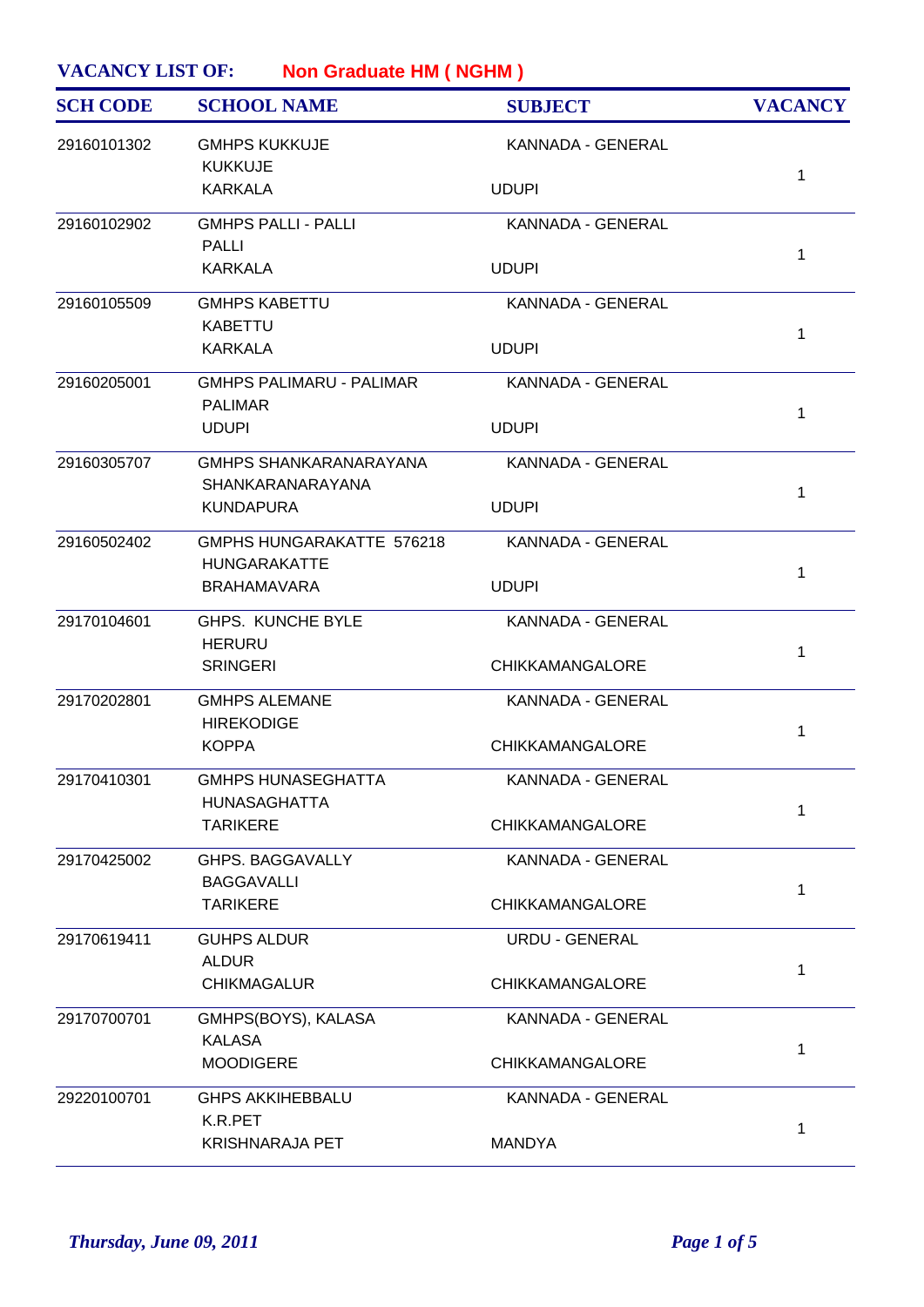## VACANCY LIST OF: Non Graduate HM ( NGHM )

| SCH CODE | SCHOOL NAME | SUBJECT | VACANCY |
|---|---|---|---|
| 29160101302 | GMHPS KUKKUJE<br>KUKKUJE<br>KARKALA | KANNADA - GENERAL<br>UDUPI | 1 |
| 29160102902 | GMHPS PALLI - PALLI<br>PALLI<br>KARKALA | KANNADA - GENERAL<br>UDUPI | 1 |
| 29160105509 | GMHPS KABETTU<br>KABETTU<br>KARKALA | KANNADA - GENERAL<br>UDUPI | 1 |
| 29160205001 | GMHPS PALIMARU - PALIMAR<br>PALIMAR<br>UDUPI | KANNADA - GENERAL<br>UDUPI | 1 |
| 29160305707 | GMHPS SHANKARANARAYANA<br>SHANKARANARAYANA<br>KUNDAPURA | KANNADA - GENERAL<br>UDUPI | 1 |
| 29160502402 | GMPHS HUNGARAKATTE 576218<br>HUNGARAKATTE<br>BRAHAMAVARA | KANNADA - GENERAL<br>UDUPI | 1 |
| 29170104601 | GHPS. KUNCHE BYLE<br>HERURU<br>SRINGERI | KANNADA - GENERAL<br>CHIKKAMANGALORE | 1 |
| 29170202801 | GMHPS ALEMANE<br>HIREKODIGE<br>KOPPA | KANNADA - GENERAL<br>CHIKKAMANGALORE | 1 |
| 29170410301 | GMHPS HUNASEGHATTA<br>HUNASAGHATTA<br>TARIKERE | KANNADA - GENERAL<br>CHIKKAMANGALORE | 1 |
| 29170425002 | GHPS. BAGGAVALLY<br>BAGGAVALLI<br>TARIKERE | KANNADA - GENERAL<br>CHIKKAMANGALORE | 1 |
| 29170619411 | GUHPS ALDUR<br>ALDUR<br>CHIKMAGALUR | URDU - GENERAL<br>CHIKKAMANGALORE | 1 |
| 29170700701 | GMHPS(BOYS), KALASA<br>KALASA<br>MOODIGERE | KANNADA - GENERAL<br>CHIKKAMANGALORE | 1 |
| 29220100701 | GHPS AKKIHEBBALU<br>K.R.PET<br>KRISHNARAJA PET | KANNADA - GENERAL<br>MANDYA | 1 |

*Thursday, June 09, 2011*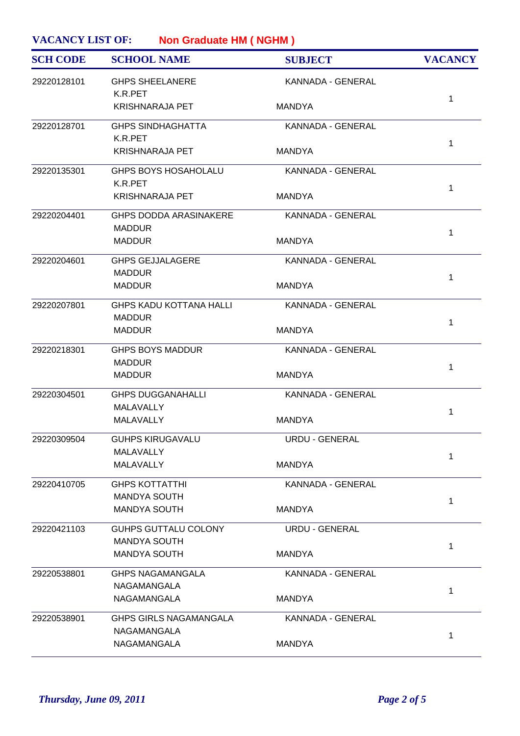**VACANCY LIST OF:** **Non Graduate HM ( NGHM )**

| SCH CODE | SCHOOL NAME | SUBJECT | VACANCY |
|---|---|---|---|
| 29220128101 | GHPS SHEELANERE<br>K.R.PET<br>KRISHNARAJA PET | KANNADA - GENERAL<br>MANDYA | 1 |
| 29220128701 | GHPS SINDHAGHATTA<br>K.R.PET<br>KRISHNARAJA PET | KANNADA - GENERAL<br>MANDYA | 1 |
| 29220135301 | GHPS BOYS HOSAHOLALU<br>K.R.PET<br>KRISHNARAJA PET | KANNADA - GENERAL<br>MANDYA | 1 |
| 29220204401 | GHPS DODDA ARASINAKERE<br>MADDUR<br>MADDUR | KANNADA - GENERAL<br>MANDYA | 1 |
| 29220204601 | GHPS GEJJALAGERE<br>MADDUR<br>MADDUR | KANNADA - GENERAL<br>MANDYA | 1 |
| 29220207801 | GHPS KADU KOTTANA HALLI<br>MADDUR<br>MADDUR | KANNADA - GENERAL<br>MANDYA | 1 |
| 29220218301 | GHPS BOYS MADDUR<br>MADDUR<br>MADDUR | KANNADA - GENERAL<br>MANDYA | 1 |
| 29220304501 | GHPS DUGGANAHALLI<br>MALAVALLY<br>MALAVALLY | KANNADA - GENERAL<br>MANDYA | 1 |
| 29220309504 | GUHPS KIRUGAVALU<br>MALAVALLY<br>MALAVALLY | URDU - GENERAL<br>MANDYA | 1 |
| 29220410705 | GHPS KOTTATTHI<br>MANDYA SOUTH<br>MANDYA SOUTH | KANNADA - GENERAL<br>MANDYA | 1 |
| 29220421103 | GUHPS GUTTALU COLONY<br>MANDYA SOUTH<br>MANDYA SOUTH | URDU - GENERAL<br>MANDYA | 1 |
| 29220538801 | GHPS NAGAMANGALA<br>NAGAMANGALA<br>NAGAMANGALA | KANNADA - GENERAL<br>MANDYA | 1 |
| 29220538901 | GHPS GIRLS NAGAMANGALA<br>NAGAMANGALA<br>NAGAMANGALA | KANNADA - GENERAL<br>MANDYA | 1 |

*Thursday, June 09, 2011*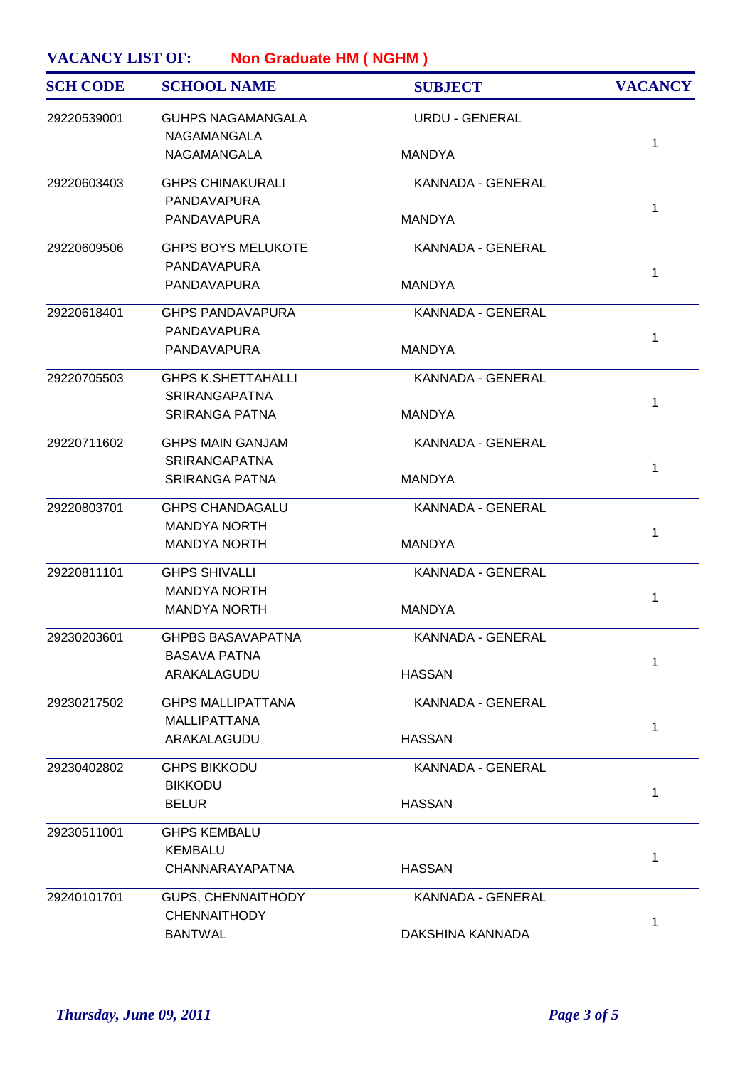**VACANCY LIST OF:** **Non Graduate HM ( NGHM )**

| SCH CODE | SCHOOL NAME | SUBJECT | VACANCY |
|---|---|---|---|
| 29220539001 | GUHPS NAGAMANGALA<br>NAGAMANGALA<br>NAGAMANGALA | URDU - GENERAL<br>MANDYA | 1 |
| 29220603403 | GHPS CHINAKURALI<br>PANDAVAPURA<br>PANDAVAPURA | KANNADA - GENERAL<br>MANDYA | 1 |
| 29220609506 | GHPS BOYS MELUKOTE<br>PANDAVAPURA<br>PANDAVAPURA | KANNADA - GENERAL<br>MANDYA | 1 |
| 29220618401 | GHPS PANDAVAPURA<br>PANDAVAPURA<br>PANDAVAPURA | KANNADA - GENERAL<br>MANDYA | 1 |
| 29220705503 | GHPS K.SHETTAHALLI<br>SRIRANGAPATNA<br>SRIRANGA PATNA | KANNADA - GENERAL<br>MANDYA | 1 |
| 29220711602 | GHPS MAIN GANJAM<br>SRIRANGAPATNA<br>SRIRANGA PATNA | KANNADA - GENERAL<br>MANDYA | 1 |
| 29220803701 | GHPS CHANDAGALU<br>MANDYA NORTH<br>MANDYA NORTH | KANNADA - GENERAL<br>MANDYA | 1 |
| 29220811101 | GHPS SHIVALLI<br>MANDYA NORTH<br>MANDYA NORTH | KANNADA - GENERAL<br>MANDYA | 1 |
| 29230203601 | GHPBS BASAVAPATNA<br>BASAVA PATNA<br>ARAKALAGUDU | KANNADA - GENERAL<br>HASSAN | 1 |
| 29230217502 | GHPS MALLIPATTANA<br>MALLIPATTANA<br>ARAKALAGUDU | KANNADA - GENERAL<br>HASSAN | 1 |
| 29230402802 | GHPS BIKKODU<br>BIKKODU<br>BELUR | KANNADA - GENERAL<br>HASSAN | 1 |
| 29230511001 | GHPS KEMBALU<br>KEMBALU<br>CHANNARAYAPATNA | HASSAN | 1 |
| 29240101701 | GUPS, CHENNAITHODY<br>CHENNAITHODY<br>BANTWAL | KANNADA - GENERAL<br>DAKSHINA KANNADA | 1 |

*Thursday, June 09, 2011*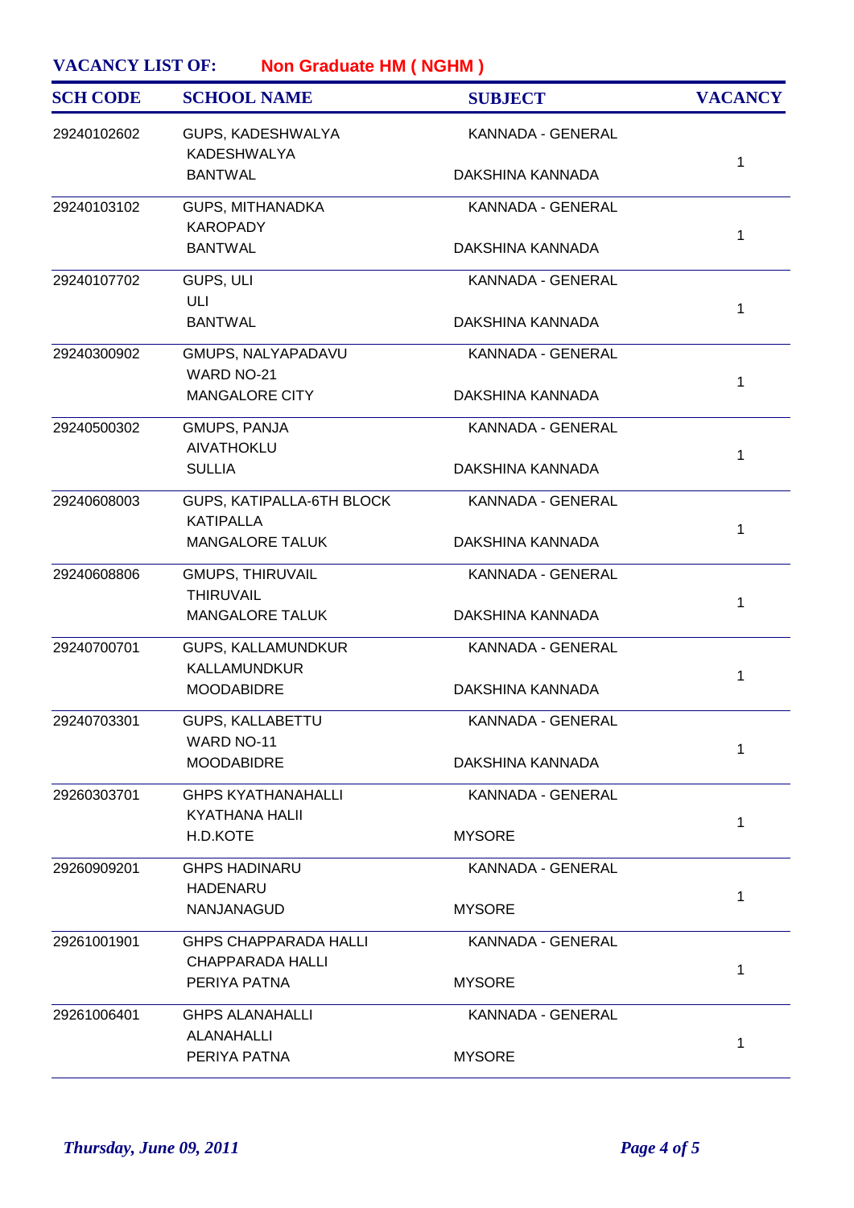**VACANCY LIST OF:** **Non Graduate HM ( NGHM )**

| SCH CODE | SCHOOL NAME | SUBJECT | VACANCY |
|---|---|---|---|
| 29240102602 | GUPS, KADESHWALYA<br>KADESHWALYA<br>BANTWAL | KANNADA - GENERAL<br>DAKSHINA KANNADA | 1 |
| 29240103102 | GUPS, MITHANADKA<br>KAROPADY<br>BANTWAL | KANNADA - GENERAL<br>DAKSHINA KANNADA | 1 |
| 29240107702 | GUPS, ULI<br>ULI<br>BANTWAL | KANNADA - GENERAL<br>DAKSHINA KANNADA | 1 |
| 29240300902 | GMUPS, NALYAPADAVU<br>WARD NO-21<br>MANGALORE CITY | KANNADA - GENERAL<br>DAKSHINA KANNADA | 1 |
| 29240500302 | GMUPS, PANJA<br>AIVATHOKLU<br>SULLIA | KANNADA - GENERAL<br>DAKSHINA KANNADA | 1 |
| 29240608003 | GUPS, KATIPALLA-6TH BLOCK<br>KATIPALLA<br>MANGALORE TALUK | KANNADA - GENERAL<br>DAKSHINA KANNADA | 1 |
| 29240608806 | GMUPS, THIRUVAIL<br>THIRUVAIL<br>MANGALORE TALUK | KANNADA - GENERAL<br>DAKSHINA KANNADA | 1 |
| 29240700701 | GUPS, KALLAMUNDKUR<br>KALLAMUNDKUR<br>MOODABIDRE | KANNADA - GENERAL<br>DAKSHINA KANNADA | 1 |
| 29240703301 | GUPS, KALLABETTU<br>WARD NO-11<br>MOODABIDRE | KANNADA - GENERAL<br>DAKSHINA KANNADA | 1 |
| 29260303701 | GHPS KYATHANAHALLI<br>KYATHANA HALII<br>H.D.KOTE | KANNADA - GENERAL<br>MYSORE | 1 |
| 29260909201 | GHPS HADINARU<br>HADENARU<br>NANJANAGUD | KANNADA - GENERAL<br>MYSORE | 1 |
| 29261001901 | GHPS CHAPPARADA HALLI<br>CHAPPARADA HALLI<br>PERIYA PATNA | KANNADA - GENERAL<br>MYSORE | 1 |
| 29261006401 | GHPS ALANAHALLI<br>ALANAHALLI<br>PERIYA PATNA | KANNADA - GENERAL<br>MYSORE | 1 |

*Thursday, June 09, 2011*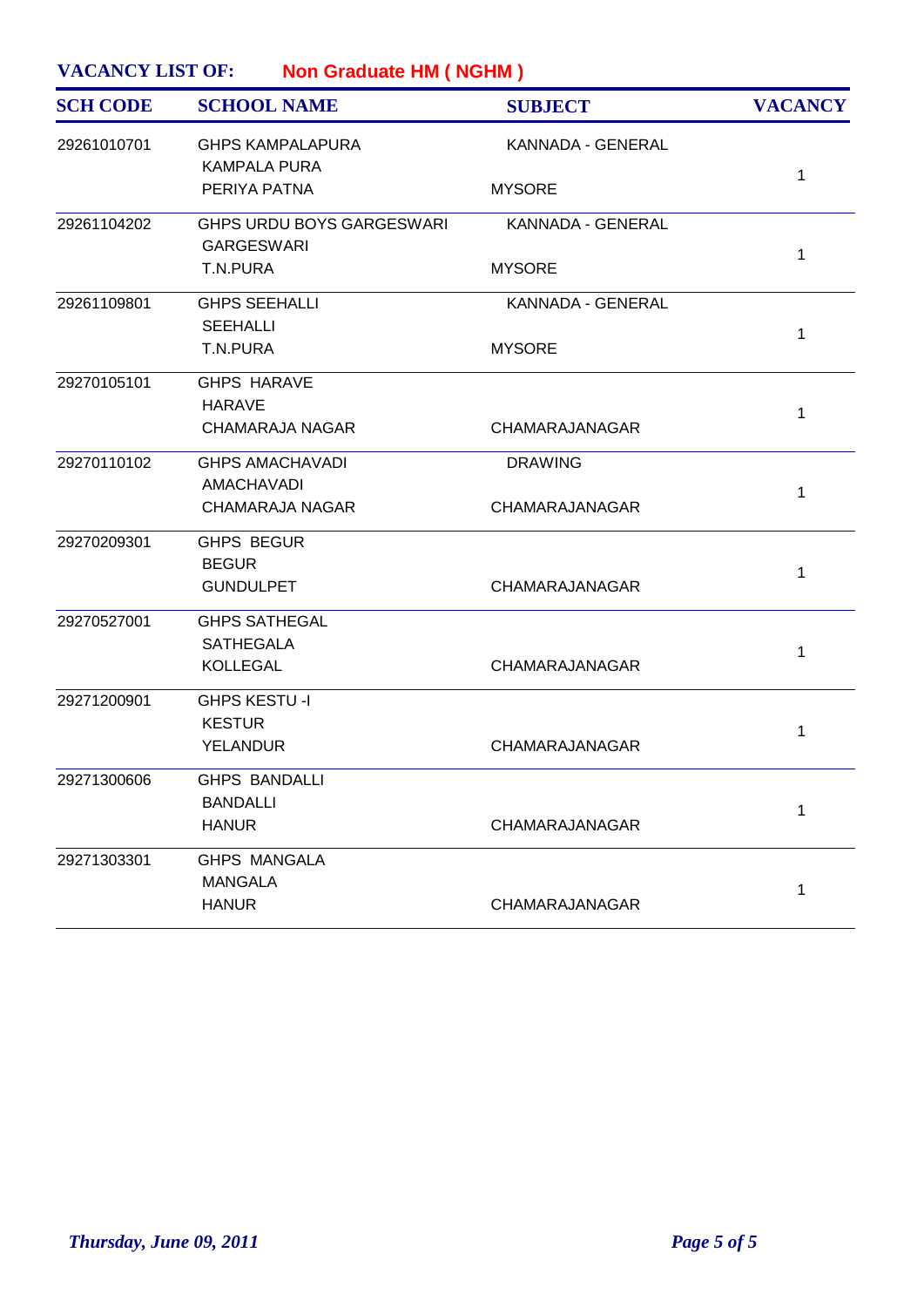**VACANCY LIST OF:** **Non Graduate HM ( NGHM )**

| SCH CODE | SCHOOL NAME | SUBJECT | VACANCY |
|---|---|---|---|
| 29261010701 | GHPS KAMPALAPURA<br>KAMPALA PURA<br>PERIYA PATNA | KANNADA - GENERAL<br><br>MYSORE | 1 |
| 29261104202 | GHPS URDU BOYS GARGESWARI<br>GARGESWARI<br>T.N.PURA | KANNADA - GENERAL<br><br>MYSORE | 1 |
| 29261109801 | GHPS SEEHALLI<br>SEEHALLI<br>T.N.PURA | KANNADA - GENERAL<br><br>MYSORE | 1 |
| 29270105101 | GHPS HARAVE<br>HARAVE<br>CHAMARAJA NAGAR | CHAMARAJANAGAR | 1 |
| 29270110102 | GHPS AMACHAVADI<br>AMACHAVADI<br>CHAMARAJA NAGAR | DRAWING<br><br>CHAMARAJANAGAR | 1 |
| 29270209301 | GHPS BEGUR<br>BEGUR<br>GUNDULPET | CHAMARAJANAGAR | 1 |
| 29270527001 | GHPS SATHEGAL<br>SATHEGALA<br>KOLLEGAL | CHAMARAJANAGAR | 1 |
| 29271200901 | GHPS KESTU -I<br>KESTUR<br>YELANDUR | CHAMARAJANAGAR | 1 |
| 29271300606 | GHPS BANDALLI<br>BANDALLI<br>HANUR | CHAMARAJANAGAR | 1 |
| 29271303301 | GHPS MANGALA<br>MANGALA<br>HANUR | CHAMARAJANAGAR | 1 |

*Thursday, June 09, 2011*